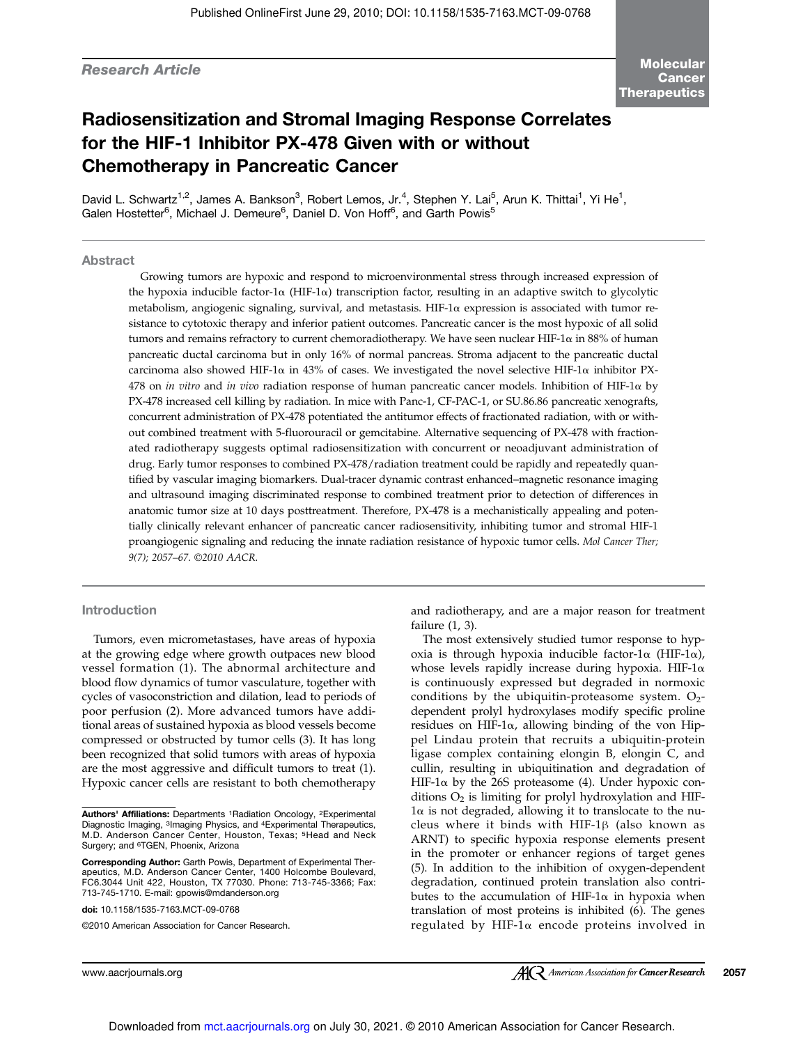Research Article

# Radiosensitization and Stromal Imaging Response Correlates for the HIF-1 Inhibitor PX-478 Given with or without Chemotherapy in Pancreatic Cancer

David L. Schwartz[1,2], James A. Bankson[3], Robert Lemos, Jr.[4], Stephen Y. Lai[5], Arun K. Thittai[1], Yi He[1], Galen Hostetter[6], Michael J. Demeure[6], Daniel D. Von Hoff[6], and Garth Powis[5]

## Abstract

Growing tumors are hypoxic and respond to microenvironmental stress through increased expression of the hypoxia inducible factor-1α (HIF-1α) transcription factor, resulting in an adaptive switch to glycolytic metabolism, angiogenic signaling, survival, and metastasis. HIF-1α expression is associated with tumor resistance to cytotoxic therapy and inferior patient outcomes. Pancreatic cancer is the most hypoxic of all solid tumors and remains refractory to current chemoradiotherapy. We have seen nuclear HIF-1α in 88% of human pancreatic ductal carcinoma but in only 16% of normal pancreas. Stroma adjacent to the pancreatic ductal carcinoma also showed HIF-1α in 43% of cases. We investigated the novel selective HIF-1α inhibitor PX-478 on *in vitro* and *in vivo* radiation response of human pancreatic cancer models. Inhibition of HIF-1α by PX-478 increased cell killing by radiation. In mice with Panc-1, CF-PAC-1, or SU.86.86 pancreatic xenografts, concurrent administration of PX-478 potentiated the antitumor effects of fractionated radiation, with or without combined treatment with 5-fluorouracil or gemcitabine. Alternative sequencing of PX-478 with fractionated radiotherapy suggests optimal radiosensitization with concurrent or neoadjuvant administration of drug. Early tumor responses to combined PX-478/radiation treatment could be rapidly and repeatedly quantified by vascular imaging biomarkers. Dual-tracer dynamic contrast enhanced–magnetic resonance imaging and ultrasound imaging discriminated response to combined treatment prior to detection of differences in anatomic tumor size at 10 days posttreatment. Therefore, PX-478 is a mechanistically appealing and potentially clinically relevant enhancer of pancreatic cancer radiosensitivity, inhibiting tumor and stromal HIF-1 proangiogenic signaling and reducing the innate radiation resistance of hypoxic tumor cells. *Mol Cancer Ther; 9(7); 2057–67. ©2010 AACR.*

## Introduction

Tumors, even micrometastases, have areas of hypoxia at the growing edge where growth outpaces new blood vessel formation (1). The abnormal architecture and blood flow dynamics of tumor vasculature, together with cycles of vasoconstriction and dilation, lead to periods of poor perfusion (2). More advanced tumors have additional areas of sustained hypoxia as blood vessels become compressed or obstructed by tumor cells (3). It has long been recognized that solid tumors with areas of hypoxia are the most aggressive and difficult tumors to treat (1). Hypoxic cancer cells are resistant to both chemotherapy and radiotherapy, and are a major reason for treatment failure (1, 3).

The most extensively studied tumor response to hypoxia is through hypoxia inducible factor-1α (HIF-1α), whose levels rapidly increase during hypoxia. HIF-1α is continuously expressed but degraded in normoxic conditions by the ubiquitin-proteasome system. $O_2$-dependent prolyl hydroxylases modify specific proline residues on HIF-1α, allowing binding of the von Hippel Lindau protein that recruits a ubiquitin-protein ligase complex containing elongin B, elongin C, and cullin, resulting in ubiquitination and degradation of HIF-1α by the 26S proteasome (4). Under hypoxic conditions $O_2$ is limiting for prolyl hydroxylation and HIF-1α is not degraded, allowing it to translocate to the nucleus where it binds with HIF-1β (also known as ARNT) to specific hypoxia response elements present in the promoter or enhancer regions of target genes (5). In addition to the inhibition of oxygen-dependent degradation, continued protein translation also contributes to the accumulation of HIF-1α in hypoxia when translation of most proteins is inhibited (6). The genes regulated by HIF-1α encode proteins involved in

**Authors' Affiliations:** Departments [1]Radiation Oncology, [2]Experimental Diagnostic Imaging, [3]Imaging Physics, and [4]Experimental Therapeutics, M.D. Anderson Cancer Center, Houston, Texas; [5]Head and Neck Surgery; and [6]TGEN, Phoenix, Arizona

**Corresponding Author:** Garth Powis, Department of Experimental Therapeutics, M.D. Anderson Cancer Center, 1400 Holcombe Boulevard, FC6.3044 Unit 422, Houston, TX 77030. Phone: 713-745-3366; Fax: 713-745-1710. E-mail: gpowis@mdanderson.org

**doi:** 10.1158/1535-7163.MCT-09-0768

©2010 American Association for Cancer Research.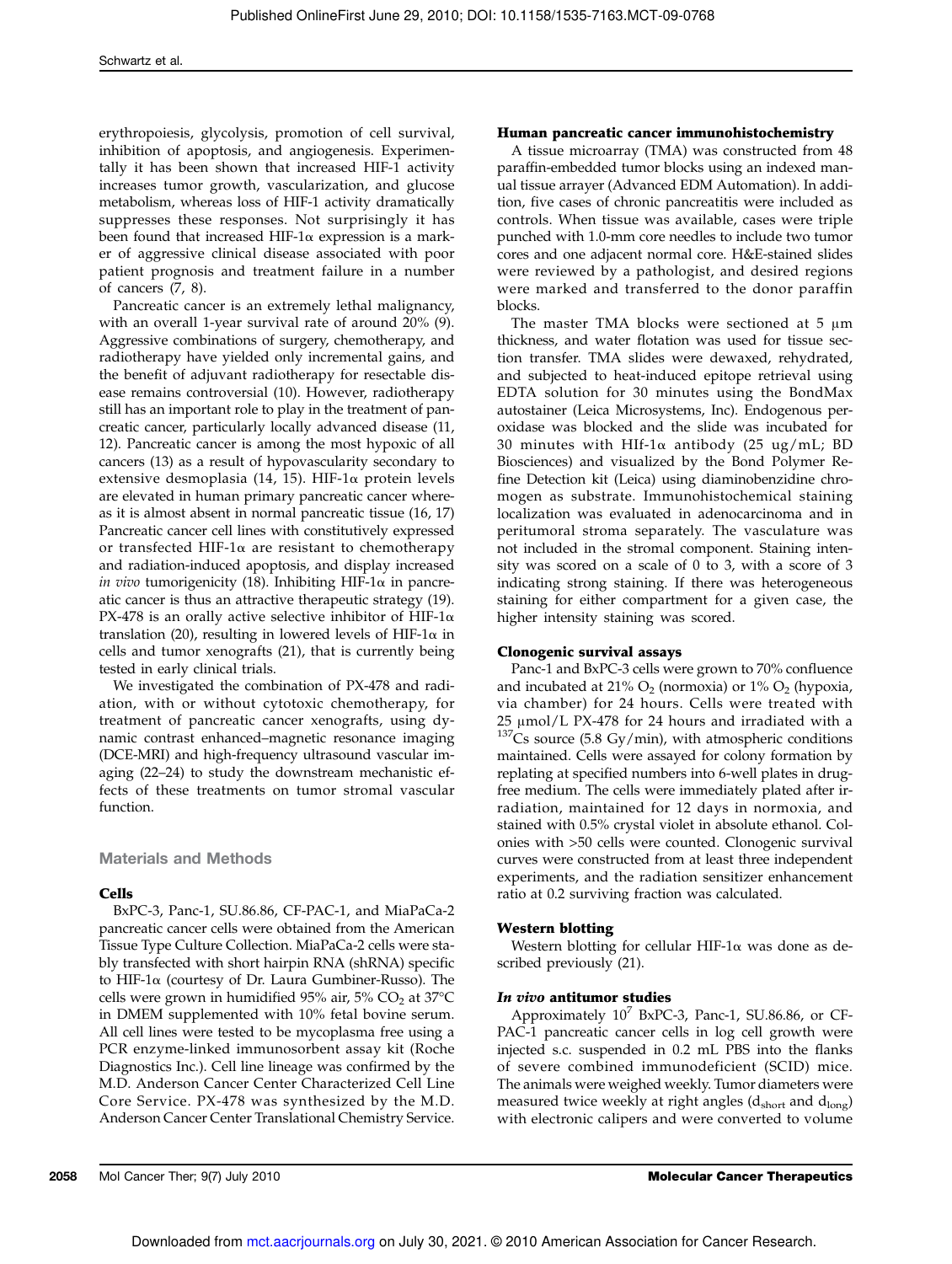erythropoiesis, glycolysis, promotion of cell survival, inhibition of apoptosis, and angiogenesis. Experimentally it has been shown that increased HIF-1 activity increases tumor growth, vascularization, and glucose metabolism, whereas loss of HIF-1 activity dramatically suppresses these responses. Not surprisingly it has been found that increased HIF-1α expression is a marker of aggressive clinical disease associated with poor patient prognosis and treatment failure in a number of cancers (7, 8).

Pancreatic cancer is an extremely lethal malignancy, with an overall 1-year survival rate of around 20% (9). Aggressive combinations of surgery, chemotherapy, and radiotherapy have yielded only incremental gains, and the benefit of adjuvant radiotherapy for resectable disease remains controversial (10). However, radiotherapy still has an important role to play in the treatment of pancreatic cancer, particularly locally advanced disease (11, 12). Pancreatic cancer is among the most hypoxic of all cancers (13) as a result of hypovascularity secondary to extensive desmoplasia (14, 15). HIF-1α protein levels are elevated in human primary pancreatic cancer whereas it is almost absent in normal pancreatic tissue (16, 17) Pancreatic cancer cell lines with constitutively expressed or transfected HIF-1α are resistant to chemotherapy and radiation-induced apoptosis, and display increased *in vivo* tumorigenicity (18). Inhibiting HIF-1α in pancreatic cancer is thus an attractive selective therapeutic strategy (19). PX-478 is an orally active selective inhibitor of HIF-1α translation (20), resulting in lowered levels of HIF-1α in cells and tumor xenografts (21), that is currently being tested in early clinical trials.

We investigated the combination of PX-478 and radiation, with or without cytotoxic chemotherapy, for treatment of pancreatic cancer xenografts, using dynamic contrast enhanced–magnetic resonance imaging (DCE-MRI) and high-frequency ultrasound vascular imaging (22–24) to study the downstream mechanistic effects of these treatments on tumor stromal vascular function.

## Materials and Methods

### Cells

BxPC-3, Panc-1, SU.86.86, CF-PAC-1, and MiaPaCa-2 pancreatic cancer cells were obtained from the American Tissue Type Culture Collection. MiaPaCa-2 cells were stably transfected with short hairpin RNA (shRNA) specific to HIF-1α (courtesy of Dr. Laura Gumbiner-Russo). The cells were grown in humidified 95% air, 5% $CO_2$ at 37°C in DMEM supplemented with 10% fetal bovine serum. All cell lines were tested to be mycoplasma free using a PCR enzyme-linked immunosorbent assay kit (Roche Diagnostics Inc.). Cell line lineage was confirmed by the M.D. Anderson Cancer Center Characterized Cell Line Core Service. PX-478 was synthesized by the M.D. Anderson Cancer Center Translational Chemistry Service.

### Human pancreatic cancer immunohistochemistry

A tissue microarray (TMA) was constructed from 48 paraffin-embedded tumor blocks using an indexed manual tissue arrayer (Advanced EDM Automation). In addition, five cases of chronic pancreatitis were included as controls. When tissue was available, cases were triple punched with 1.0-mm core needles to include two tumor cores and one adjacent normal core. H&E-stained slides were reviewed by a pathologist, and desired regions were marked and transferred to the donor paraffin blocks.

The master TMA blocks were sectioned at 5 μm thickness, and water flotation was used for tissue section transfer. TMA slides were dewaxed, rehydrated, and subjected to heat-induced epitope retrieval using EDTA solution for 30 minutes using the BondMax autostainer (Leica Microsystems, Inc). Endogenous peroxidase was blocked and the slide was incubated for 30 minutes with HIf-1α antibody (25 ug/mL; BD Biosciences) and visualized by the Bond Polymer Refine Detection kit (Leica) using diaminobenzidine chromogen as substrate. Immunohistochemical staining localization was evaluated in adenocarcinoma and in peritumoral stroma separately. The vasculature was not included in the stromal component. Staining intensity was scored on a scale of 0 to 3, with a score of 3 indicating strong staining. If there was heterogeneous staining for either compartment for a given case, the higher intensity staining was scored.

### Clonogenic survival assays

Panc-1 and BxPC-3 cells were grown to 70% confluence and incubated at 21% $O_2$ (normoxia) or 1% $O_2$ (hypoxia, via chamber) for 24 hours. Cells were treated with 25 μmol/L PX-478 for 24 hours and irradiated with a $^{137}$Cs source (5.8 Gy/min), with atmospheric conditions maintained. Cells were assayed for colony formation by replating at specified numbers into 6-well plates in drug-free medium. The cells were immediately plated after irradiation, maintained for 12 days in normoxia, and stained with 0.5% crystal violet in absolute ethanol. Colonies with >50 cells were counted. Clonogenic survival curves were constructed from at least three independent experiments, and the radiation sensitizer enhancement ratio at 0.2 surviving fraction was calculated.

### Western blotting

Western blotting for cellular HIF-1α was done as described previously (21).

### *In vivo* antitumor studies

Approximately $10^7$ BxPC-3, Panc-1, SU.86.86, or CF-PAC-1 pancreatic cancer cells in log cell growth were injected s.c. suspended in 0.2 mL PBS into the flanks of severe combined immunodeficient (SCID) mice. The animals were weighed weekly. Tumor diameters were measured twice weekly at right angles ($d_{short}$ and $d_{long}$) with electronic calipers and were converted to volume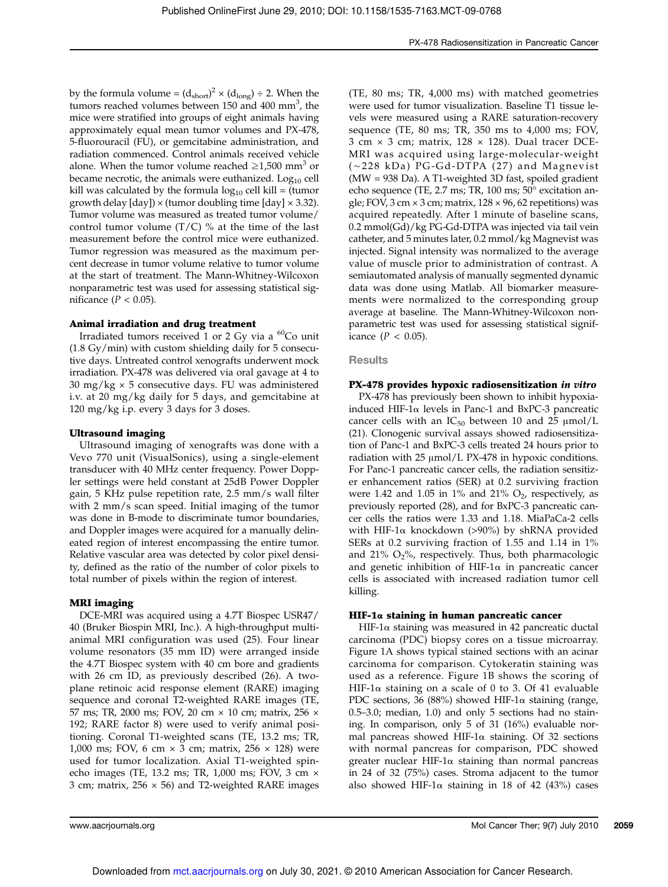by the formula volume = $(d_{short})^2 \times (d_{long}) \div 2$. When the tumors reached volumes between 150 and 400 $mm^3$, the mice were stratified into groups of eight animals having approximately equal mean tumor volumes and PX-478, 5-fluorouracil (FU), or gemcitabine administration, and radiation commenced. Control animals received vehicle alone. When the tumor volume reached ≥1,500 $mm^3$ or became necrotic, the animals were euthanized. $Log_{10}$ cell kill was calculated by the formula $log_{10}$ cell kill = (tumor growth delay [day]) × (tumor doubling time [day] × 3.32). Tumor volume was measured as treated tumor volume/control tumor volume (T/C) % at the time of the last measurement before the control mice were euthanized. Tumor regression was measured as the maximum percent decrease in tumor volume relative to tumor volume at the start of treatment. The Mann-Whitney-Wilcoxon nonparametric test was used for assessing statistical significance ($P < 0.05$).

### Animal irradiation and drug treatment

Irradiated tumors received 1 or 2 Gy via a $^{60}Co$ unit (1.8 Gy/min) with custom shielding daily for 5 consecutive days. Untreated control xenografts underwent mock irradiation. PX-478 was delivered via oral gavage at 4 to 30 mg/kg × 5 consecutive days. FU was administered i.v. at 20 mg/kg daily for 5 days, and gemcitabine at 120 mg/kg i.p. every 3 days for 3 doses.

### Ultrasound imaging

Ultrasound imaging of xenografts was done with a Vevo 770 unit (VisualSonics), using a single-element transducer with 40 MHz center frequency. Power Doppler settings were held constant at 25dB Power Doppler gain, 5 KHz pulse repetition rate, 2.5 mm/s wall filter with 2 mm/s scan speed. Initial imaging of the tumor was done in B-mode to discriminate tumor boundaries, and Doppler images were acquired for a manually delineated region of interest encompassing the entire tumor. Relative vascular area was detected by color pixel density, defined as the ratio of the number of color pixels to total number of pixels within the region of interest.

### MRI imaging

DCE-MRI was acquired using a 4.7T Biospec USR47/40 (Bruker Biospin MRI, Inc.). A high-throughput multi-animal MRI configuration was used (25). Four linear volume resonators (35 mm ID) were arranged inside the 4.7T Biospec system with 40 cm bore and gradients with 26 cm ID, as previously described (26). A two-plane retinoic acid response element (RARE) imaging sequence and coronal T2-weighted RARE images (TE, 57 ms; TR, 2000 ms; FOV, 20 cm × 10 cm; matrix, 256 × 192; RARE factor 8) were used to verify animal positioning. Coronal T1-weighted scans (TE, 13.2 ms; TR, 1,000 ms; FOV, 6 cm × 3 cm; matrix, 256 × 128) were used for tumor localization. Axial T1-weighted spin-echo images (TE, 13.2 ms; TR, 1,000 ms; FOV, 3 cm × 3 cm; matrix, 256 × 56) and T2-weighted RARE images (TE, 80 ms; TR, 4,000 ms) with matched geometries were used for tumor visualization. Baseline T1 tissue levels were measured using a RARE saturation-recovery sequence (TE, 80 ms; TR, 350 ms to 4,000 ms; FOV, 3 cm × 3 cm; matrix, 128 × 128). Dual tracer DCE-MRI was acquired using large-molecular-weight (~228 kDa) PG-Gd-DTPA (27) and Magnevist (MW = 938 Da). A T1-weighted 3D fast, spoiled gradient echo sequence (TE, 2.7 ms; TR, 100 ms; 50° excitation angle; FOV, 3 cm × 3 cm; matrix, 128 × 96, 62 repetitions) was acquired repeatedly. After 1 minute of baseline scans, 0.2 mmol(Gd)/kg PG-Gd-DTPA was injected via tail vein catheter, and 5 minutes later, 0.2 mmol/kg Magnevist was injected. Signal intensity was normalized to the average value of muscle prior to administration of contrast. A semiautomated analysis of manually segmented dynamic data was done using Matlab. All biomarker measurements were normalized to the corresponding group average at baseline. The Mann-Whitney-Wilcoxon nonparametric test was used for assessing statistical significance ($P < 0.05$).

## Results

### PX-478 provides hypoxic radiosensitization *in vitro*

PX-478 has previously been shown to inhibit hypoxia-induced HIF-1α levels in Panc-1 and BxPC-3 pancreatic cancer cells with an $IC_{50}$ between 10 and 25 μmol/L (21). Clonogenic survival assays showed radiosensitization of Panc-1 and BxPC-3 cells treated 24 hours prior to radiation with 25 μmol/L PX-478 in hypoxic conditions. For Panc-1 pancreatic cancer cells, the radiation sensitizer enhancement ratios (SER) at 0.2 surviving fraction were 1.42 and 1.05 in 1% and 21% $O_2$, respectively, as previously reported (28), and for BxPC-3 pancreatic cancer cells the ratios were 1.33 and 1.18. MiaPaCa-2 cells with HIF-1α knockdown (>90%) by shRNA provided SERs at 0.2 surviving fraction of 1.55 and 1.14 in 1% and 21% $O_2$%, respectively. Thus, both pharmacologic and genetic inhibition of HIF-1α in pancreatic cancer cells is associated with increased radiation tumor cell killing.

### HIF-1α staining in human pancreatic cancer

HIF-1α staining was measured in 42 pancreatic ductal carcinoma (PDC) biopsy cores on a tissue microarray. Figure 1A shows typical stained sections with an acinar carcinoma for comparison. Cytokeratin staining was used as a reference. Figure 1B shows the scoring of HIF-1α staining on a scale of 0 to 3. Of 41 evaluable PDC sections, 36 (88%) showed HIF-1α staining (range, 0.5–3.0; median, 1.0) and only 5 sections had no staining. In comparison, only 5 of 31 (16%) evaluable normal pancreas showed HIF-1α staining. Of 32 sections with normal pancreas for comparison, PDC showed greater nuclear HIF-1α staining than normal pancreas in 24 of 32 (75%) cases. Stroma adjacent to the tumor also showed HIF-1α staining in 18 of 42 (43%) cases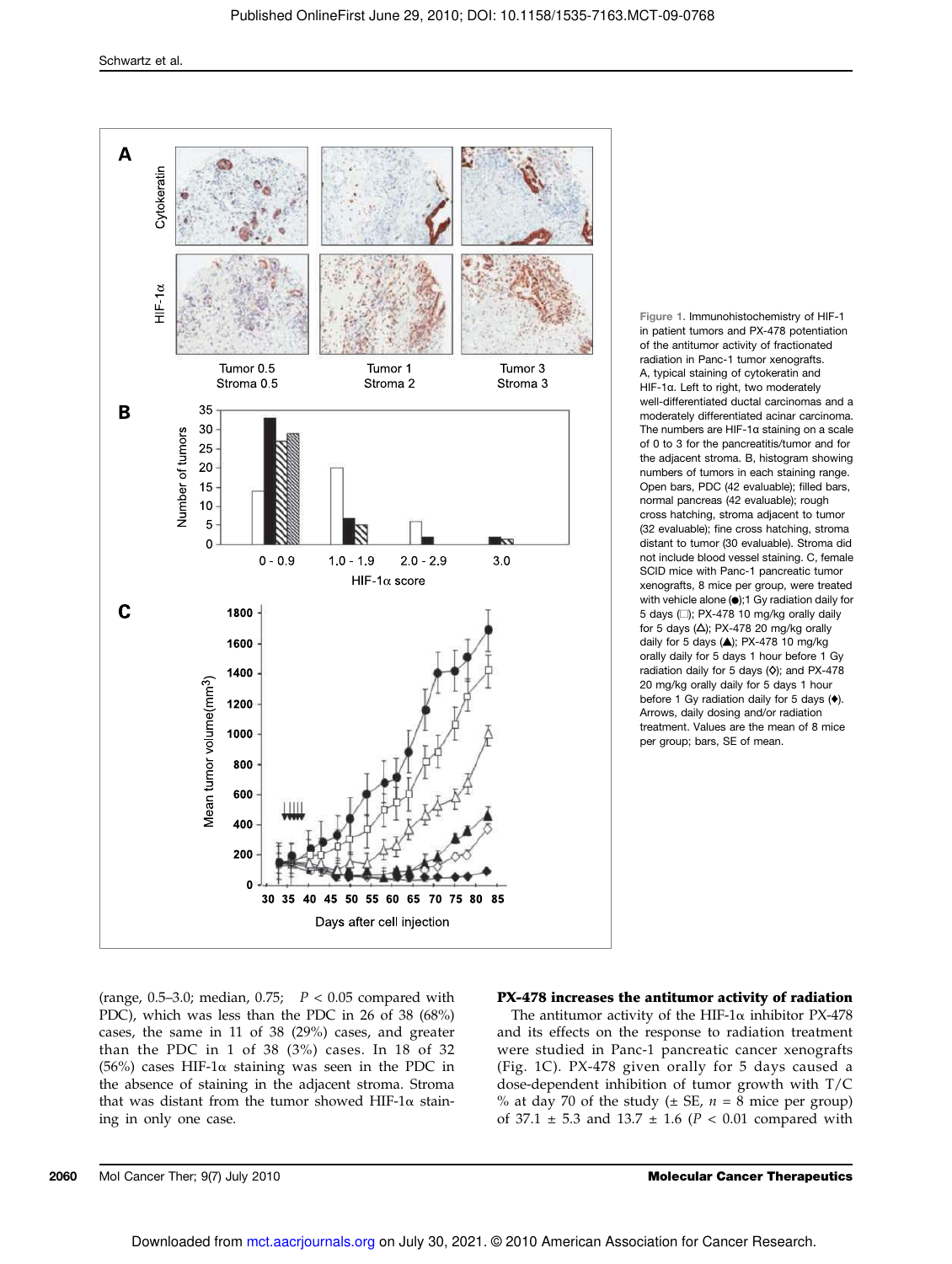Figure 1. Immunohistochemistry of HIF-1 in patient tumors and PX-478 potentiation of the antitumor activity of fractionated radiation in Panc-1 tumor xenografts. A, typical staining of cytokeratin and HIF-1α. Left to right, two moderately well-differentiated ductal carcinomas and a moderately differentiated acinar carcinoma. The numbers are HIF-1α staining on a scale of 0 to 3 for the pancreatitis/tumor and for the adjacent stroma. B, histogram showing numbers of tumors in each staining range. Open bars, PDC (42 evaluable); filled bars, normal pancreas (42 evaluable); rough cross hatching, stroma adjacent to tumor (32 evaluable); fine cross hatching, stroma distant to tumor (30 evaluable). Stroma did not include blood vessel staining. C, female SCID mice with Panc-1 pancreatic tumor xenografts, 8 mice per group, were treated with vehicle alone (●);1 Gy radiation daily for 5 days (□); PX-478 10 mg/kg orally daily for 5 days (△); PX-478 20 mg/kg orally daily for 5 days (▲); PX-478 10 mg/kg orally daily for 5 days 1 hour before 1 Gy radiation daily for 5 days (◊); and PX-478 20 mg/kg orally daily for 5 days 1 hour before 1 Gy radiation daily for 5 days (♦). Arrows, daily dosing and/or radiation treatment. Values are the mean of 8 mice per group; bars, SE of mean.

(range, 0.5–3.0; median, 0.75; $P < 0.05$ compared with PDC), which was less than the PDC in 26 of 38 (68%) cases, the same in 11 of 38 (29%) cases, and greater than the PDC in 1 of 38 (3%) cases. In 18 of 32 (56%) cases HIF-1α staining was seen in the PDC in the absence of staining in the adjacent stroma. Stroma that was distant from the tumor showed HIF-1α staining in only one case.

### PX-478 increases the antitumor activity of radiation

The antitumor activity of the HIF-1α inhibitor PX-478 and its effects on the response to radiation treatment were studied in Panc-1 pancreatic cancer xenografts (Fig. 1C). PX-478 given orally for 5 days caused a dose-dependent inhibition of tumor growth with T/C % at day 70 of the study (± SE, $n = 8$ mice per group) of 37.1 ± 5.3 and 13.7 ± 1.6 ($P < 0.01$ compared with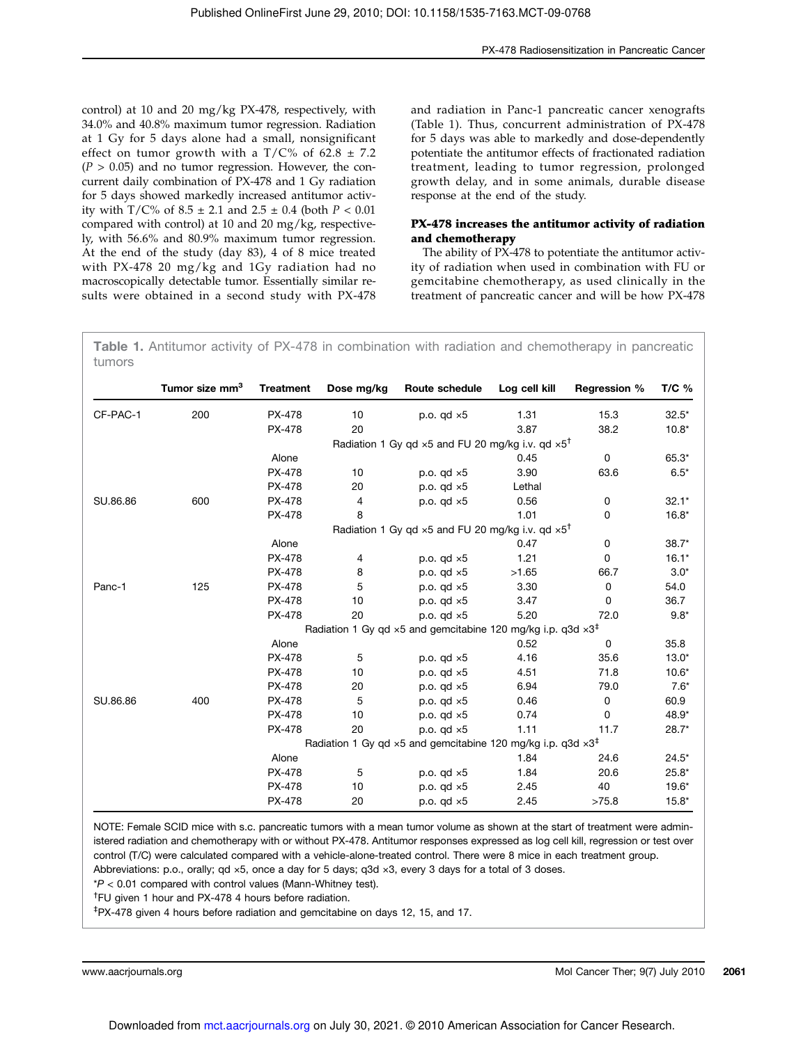control) at 10 and 20 mg/kg PX-478, respectively, with 34.0% and 40.8% maximum tumor regression. Radiation at 1 Gy for 5 days alone had a small, nonsignificant effect on tumor growth with a T/C% of 62.8 ± 7.2 ($P > 0.05$) and no tumor regression. However, the concurrent daily combination of PX-478 and 1 Gy radiation for 5 days showed markedly increased antitumor activity with T/C% of 8.5 ± 2.1 and 2.5 ± 0.4 (both $P < 0.01$ compared with control) at 10 and 20 mg/kg, respectively, with 56.6% and 80.9% maximum tumor regression. At the end of the study (day 83), 4 of 8 mice treated with PX-478 20 mg/kg and 1Gy radiation had no macroscopically detectable tumor. Essentially similar results were obtained in a second study with PX-478 and radiation in Panc-1 pancreatic cancer xenografts (Table 1). Thus, concurrent administration of PX-478 for 5 days was able to markedly and dose-dependently potentiate the antitumor effects of fractionated radiation treatment, leading to tumor regression, prolonged growth delay, and in some animals, durable disease response at the end of the study.

**PX-478 increases the antitumor activity of radiation and chemotherapy**

The ability of PX-478 to potentiate the antitumor activity of radiation when used in combination with FU or gemcitabine chemotherapy, as used clinically in the treatment of pancreatic cancer and will be how PX-478

**Table 1.** Antitumor activity of PX-478 in combination with radiation and chemotherapy in pancreatic tumors

| | Tumor size mm$^3$ | Treatment | Dose mg/kg | Route schedule | Log cell kill | Regression % | T/C % |
|---|---|---|---|---|---|---|---|
| CF-PAC-1 | 200 | PX-478 | 10 | p.o. qd ×5 | 1.31 | 15.3 | 32.5* |
| | | PX-478 | 20 | | 3.87 | 38.2 | 10.8* |
| | | Radiation 1 Gy qd ×5 and FU 20 mg/kg i.v. qd ×5[†] | | | | | |
| | | Alone | | | 0.45 | 0 | 65.3* |
| | | PX-478 | 10 | p.o. qd ×5 | 3.90 | 63.6 | 6.5* |
| | | PX-478 | 20 | p.o. qd ×5 | Lethal | | |
| SU.86.86 | 600 | PX-478 | 4 | p.o. qd ×5 | 0.56 | 0 | 32.1* |
| | | PX-478 | 8 | | 1.01 | 0 | 16.8* |
| | | Radiation 1 Gy qd ×5 and FU 20 mg/kg i.v. qd ×5[†] | | | | | |
| | | Alone | | | 0.47 | 0 | 38.7* |
| | | PX-478 | 4 | p.o. qd ×5 | 1.21 | 0 | 16.1* |
| | | PX-478 | 8 | p.o. qd ×5 | >1.65 | 66.7 | 3.0* |
| Panc-1 | 125 | PX-478 | 5 | p.o. qd ×5 | 3.30 | 0 | 54.0 |
| | | PX-478 | 10 | p.o. qd ×5 | 3.47 | 0 | 36.7 |
| | | PX-478 | 20 | p.o. qd ×5 | 5.20 | 72.0 | 9.8* |
| | | Radiation 1 Gy qd ×5 and gemcitabine 120 mg/kg i.p. q3d ×3[‡] | | | | | |
| | | Alone | | | 0.52 | 0 | 35.8 |
| | | PX-478 | 5 | p.o. qd ×5 | 4.16 | 35.6 | 13.0* |
| | | PX-478 | 10 | p.o. qd ×5 | 4.51 | 71.8 | 10.6* |
| | | PX-478 | 20 | p.o. qd ×5 | 6.94 | 79.0 | 7.6* |
| SU.86.86 | 400 | PX-478 | 5 | p.o. qd ×5 | 0.46 | 0 | 60.9 |
| | | PX-478 | 10 | p.o. qd ×5 | 0.74 | 0 | 48.9* |
| | | PX-478 | 20 | p.o. qd ×5 | 1.11 | 11.7 | 28.7* |
| | | Radiation 1 Gy qd ×5 and gemcitabine 120 mg/kg i.p. q3d ×3[‡] | | | | | |
| | | Alone | | | 1.84 | 24.6 | 24.5* |
| | | PX-478 | 5 | p.o. qd ×5 | 1.84 | 20.6 | 25.8* |
| | | PX-478 | 10 | p.o. qd ×5 | 2.45 | 40 | 19.6* |
| | | PX-478 | 20 | p.o. qd ×5 | 2.45 | >75.8 | 15.8* |

NOTE: Female SCID mice with s.c. pancreatic tumors with a mean tumor volume as shown at the start of treatment were administered radiation and chemotherapy with or without PX-478. Antitumor responses expressed as log cell kill, regression or test over control (T/C) were calculated compared with a vehicle-alone-treated control. There were 8 mice in each treatment group.

Abbreviations: p.o., orally; qd ×5, once a day for 5 days; q3d ×3, every 3 days for a total of 3 doses.

*$P < 0.01$ compared with control values (Mann-Whitney test).

[†]FU given 1 hour and PX-478 4 hours before radiation.

[‡]PX-478 given 4 hours before radiation and gemcitabine on days 12, 15, and 17.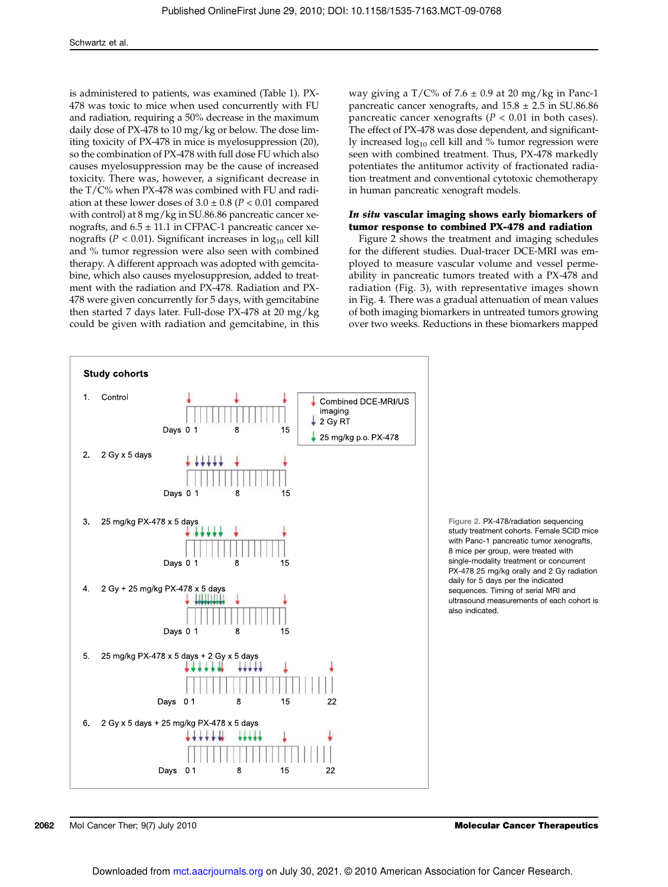is administered to patients, was examined (Table 1). PX-478 was toxic to mice when used concurrently with FU and radiation, requiring a 50% decrease in the maximum daily dose of PX-478 to 10 mg/kg or below. The dose limiting toxicity of PX-478 in mice is myelosuppression (20), so the combination of PX-478 with full dose FU which also causes myelosuppression may be the cause of increased toxicity. There was, however, a significant decrease in the T/C% when PX-478 was combined with FU and radiation at these lower doses of 3.0 ± 0.8 ($P < 0.01$ compared with control) at 8 mg/kg in SU.86.86 pancreatic cancer xenografts, and 6.5 ± 11.1 in CFPAC-1 pancreatic cancer xenografts ($P < 0.01$). Significant increases in $\log_{10}$ cell kill and % tumor regression were also seen with combined therapy. A different approach was adopted with gemcitabine, which also causes myelosuppression, added to treatment with the radiation and PX-478. Radiation and PX-478 were given concurrently for 5 days, with gemcitabine then started 7 days later. Full-dose PX-478 at 20 mg/kg could be given with radiation and gemcitabine, in this way giving a T/C% of 7.6 ± 0.9 at 20 mg/kg in Panc-1 pancreatic cancer xenografts, and 15.8 ± 2.5 in SU.86.86 pancreatic cancer xenografts ($P < 0.01$ in both cases). The effect of PX-478 was dose dependent, and significantly increased $\log_{10}$ cell kill and % tumor regression were seen with combined treatment. Thus, PX-478 markedly potentiates the antitumor activity of fractionated radiation treatment and conventional cytotoxic chemotherapy in human pancreatic xenograft models.

### *In situ* vascular imaging shows early biomarkers of tumor response to combined PX-478 and radiation

Figure 2 shows the treatment and imaging schedules for the different studies. Dual-tracer DCE-MRI was employed to measure vascular volume and vessel permeability in pancreatic tumors treated with a PX-478 and radiation (Fig. 3), with representative images shown in Fig. 4. There was a gradual attenuation of mean values of both imaging biomarkers in untreated tumors growing over two weeks. Reductions in these biomarkers mapped

Figure 2. PX-478/radiation sequencing study treatment cohorts. Female SCID mice with Panc-1 pancreatic tumor xenografts, 8 mice per group, were treated with single-modality treatment or concurrent PX-478 25 mg/kg orally and 2 Gy radiation daily for 5 days per the indicated sequences. Timing of serial MRI and ultrasound measurements of each cohort is also indicated.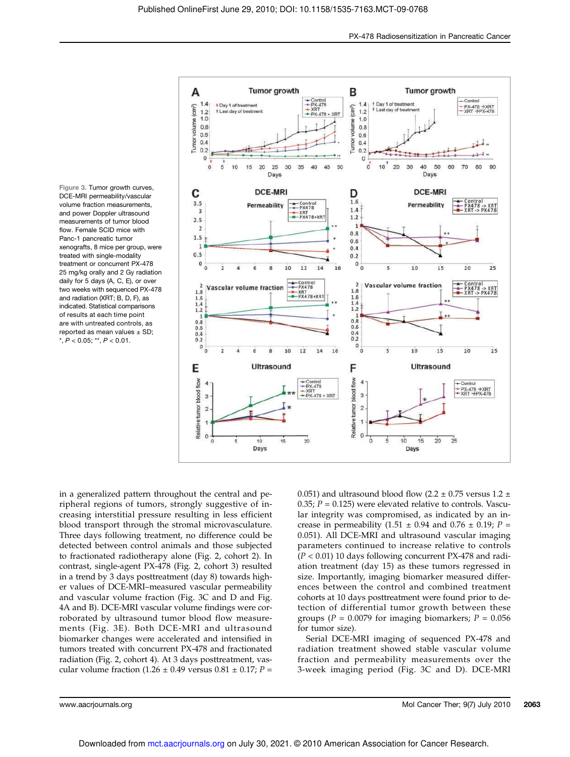Figure 3. Tumor growth curves, DCE-MRI permeability/vascular volume fraction measurements, and power Doppler ultrasound measurements of tumor blood flow. Female SCID mice with Panc-1 pancreatic tumor xenografts, 8 mice per group, were treated with single-modality treatment or concurrent PX-478 25 mg/kg orally and 2 Gy radiation daily for 5 days (A, C, E), or over two weeks with sequenced PX-478 and radiation (XRT; B, D, F), as indicated. Statistical comparisons of results at each time point are with untreated controls, as reported as mean values ± SD; *, $P < 0.05$; **, $P < 0.01$.

in a generalized pattern throughout the central and peripheral regions of tumors, strongly suggestive of increasing interstitial pressure resulting in less efficient blood transport through the stromal microvasculature. Three days following treatment, no difference could be detected between control animals and those subjected to fractionated radiotherapy alone (Fig. 2, cohort 2). In contrast, single-agent PX-478 (Fig. 2, cohort 3) resulted in a trend by 3 days posttreatment (day 8) towards higher values of DCE-MRI–measured vascular permeability and vascular volume fraction (Fig. 3C and D and Fig. 4A and B). DCE-MRI vascular volume findings were corroborated by ultrasound tumor blood flow measurements (Fig. 3E). Both DCE-MRI and ultrasound biomarker changes were accelerated and intensified in tumors treated with concurrent PX-478 and fractionated radiation (Fig. 2, cohort 4). At 3 days posttreatment, vascular volume fraction (1.26 ± 0.49 versus 0.81 ± 0.17; $P$ = 0.051) and ultrasound blood flow (2.2 ± 0.75 versus 1.2 ± 0.35; $P$ = 0.125) were elevated relative to controls. Vascular integrity was compromised, as indicated by an increase in permeability (1.51 ± 0.94 and 0.76 ± 0.19; $P$ = 0.051). All DCE-MRI and ultrasound vascular imaging parameters continued to increase relative to controls ($P < 0.01$) 10 days following concurrent PX-478 and radiation treatment (day 15) as these tumors regressed in size. Importantly, imaging biomarker measured differences between the control and combined treatment cohorts at 10 days posttreatment were found prior to detection of differential tumor growth between these groups ($P$ = 0.0079 for imaging biomarkers; $P$ = 0.056 for tumor size).

Serial DCE-MRI imaging of sequenced PX-478 and radiation treatment showed stable vascular volume fraction and permeability measurements over the 3-week imaging period (Fig. 3C and D). DCE-MRI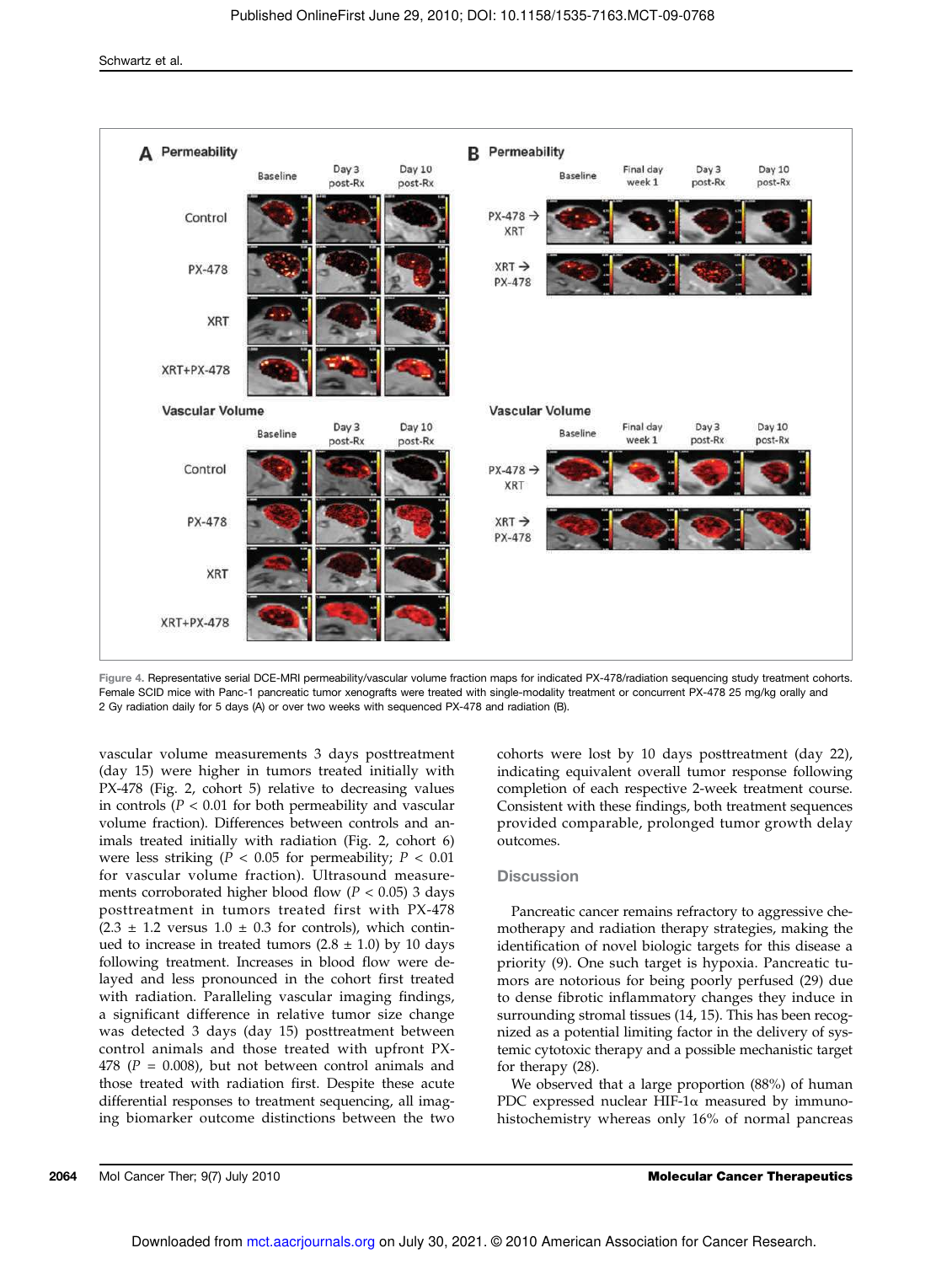Figure 4. Representative serial DCE-MRI permeability/vascular volume fraction maps for indicated PX-478/radiation sequencing study treatment cohorts. Female SCID mice with Panc-1 pancreatic tumor xenografts were treated with single-modality treatment or concurrent PX-478 25 mg/kg orally and 2 Gy radiation daily for 5 days (A) or over two weeks with sequenced PX-478 and radiation (B).

vascular volume measurements 3 days posttreatment (day 15) were higher in tumors treated initially with PX-478 (Fig. 2, cohort 5) relative to decreasing values in controls ($P < 0.01$ for both permeability and vascular volume fraction). Differences between controls and animals treated initially with radiation (Fig. 2, cohort 6) were less striking ($P < 0.05$ for permeability; $P < 0.01$ for vascular volume fraction). Ultrasound measurements corroborated higher blood flow ($P < 0.05$) 3 days posttreatment in tumors treated first with PX-478 ($2.3 \pm 1.2$ versus $1.0 \pm 0.3$ for controls), which continued to increase in treated tumors ($2.8 \pm 1.0$) by 10 days following treatment. Increases in blood flow were delayed and less pronounced in the cohort first treated with radiation. Paralleling vascular imaging findings, a significant difference in relative tumor size change was detected 3 days (day 15) posttreatment between control animals and those treated with upfront PX-478 ($P = 0.008$), but not between control animals and those treated with radiation first. Despite these acute differential responses to treatment sequencing, all imaging biomarker outcome distinctions between the two cohorts were lost by 10 days posttreatment (day 22), indicating equivalent overall tumor response following completion of each respective 2-week treatment course. Consistent with these findings, both treatment sequences provided comparable, prolonged tumor growth delay outcomes.

## Discussion

Pancreatic cancer remains refractory to aggressive chemotherapy and radiation therapy strategies, making the identification of novel biologic targets for this disease a priority (9). One such target is hypoxia. Pancreatic tumors are notorious for being poorly perfused (29) due to dense fibrotic inflammatory changes they induce in surrounding stromal tissues (14, 15). This has been recognized as a potential limiting factor in the delivery of systemic cytotoxic therapy and a possible mechanistic target for therapy (28).

We observed that a large proportion (88%) of human PDC expressed nuclear HIF-1α measured by immunohistochemistry whereas only 16% of normal pancreas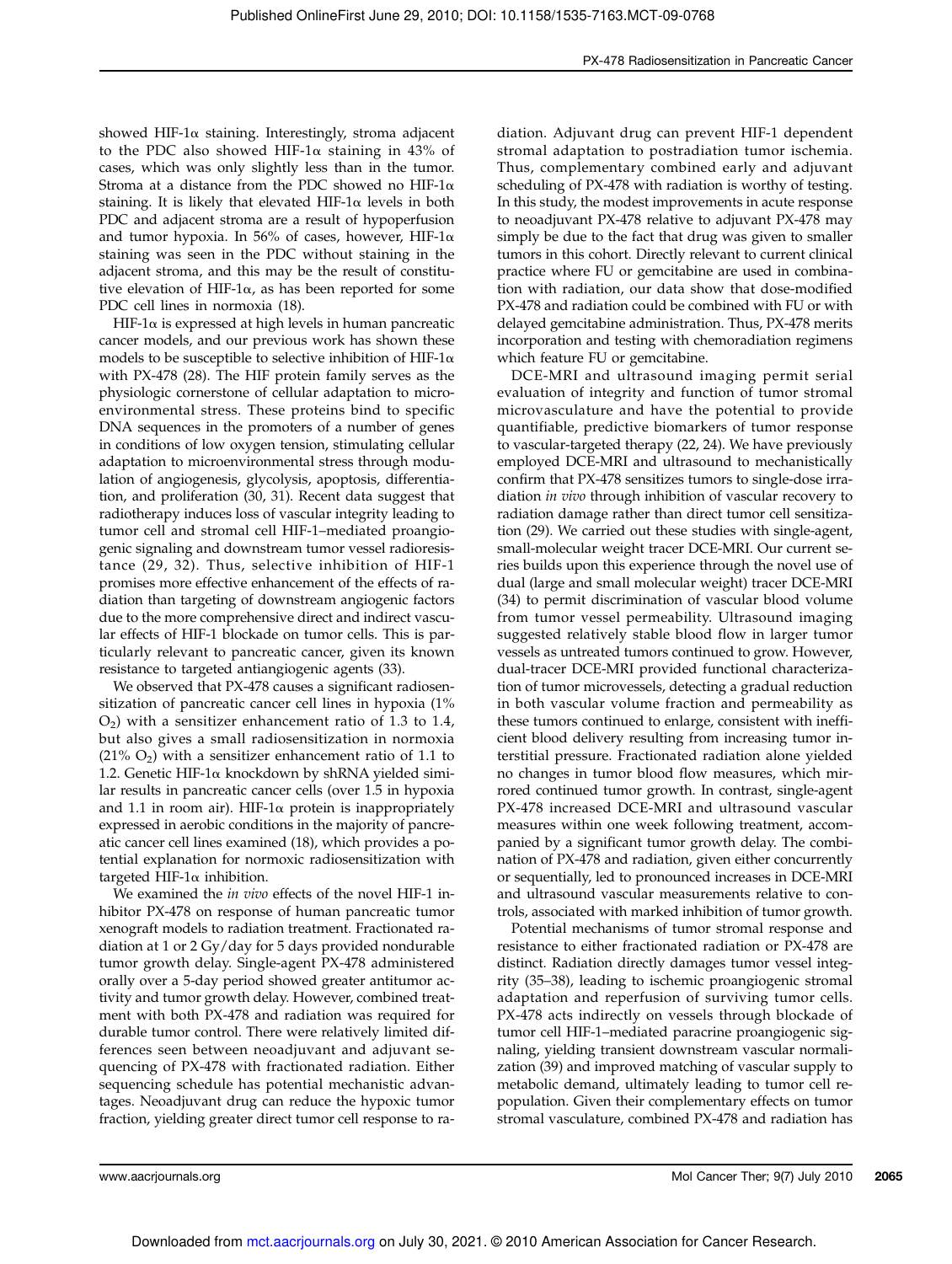showed HIF-1α staining. Interestingly, stroma adjacent to the PDC also showed HIF-1α staining in 43% of cases, which was only slightly less than in the tumor. Stroma at a distance from the PDC showed no HIF-1α staining. It is likely that elevated HIF-1α levels in both PDC and adjacent stroma are a result of hypoperfusion and tumor hypoxia. In 56% of cases, however, HIF-1α staining was seen in the PDC without staining in the adjacent stroma, and this may be the result of constitutive elevation of HIF-1α, as has been reported for some PDC cell lines in normoxia (18).

HIF-1α is expressed at high levels in human pancreatic cancer models, and our previous work has shown these models to be susceptible to selective inhibition of HIF-1α with PX-478 (28). The HIF protein family serves as the physiologic cornerstone of cellular adaptation to microenvironmental stress. These proteins bind to specific DNA sequences in the promoters of a number of genes in conditions of low oxygen tension, stimulating cellular adaptation to microenvironmental stress through modulation of angiogenesis, glycolysis, apoptosis, differentiation, and proliferation (30, 31). Recent data suggest that radiotherapy induces loss of vascular integrity leading to tumor cell and stromal cell HIF-1–mediated proangiogenic signaling and downstream tumor vessel radioresistance (29, 32). Thus, selective inhibition of HIF-1 promises more effective enhancement of the effects of radiation than targeting of downstream angiogenic factors due to the more comprehensive direct and indirect vascular effects of HIF-1 blockade on tumor cells. This is particularly relevant to pancreatic cancer, given its known resistance to targeted antiangiogenic agents (33).

We observed that PX-478 causes a significant radiosensitization of pancreatic cancer cell lines in hypoxia (1% $O_2$) with a sensitizer enhancement ratio of 1.3 to 1.4, but also gives a small radiosensitization in normoxia (21% $O_2$) with a sensitizer enhancement ratio of 1.1 to 1.2. Genetic HIF-1α knockdown by shRNA yielded similar results in pancreatic cancer cells (over 1.5 in hypoxia and 1.1 in room air). HIF-1α protein is inappropriately expressed in aerobic conditions in the majority of pancreatic cancer cell lines examined (18), which provides a potential explanation for normoxic radiosensitization with targeted HIF-1α inhibition.

We examined the *in vivo* effects of the novel HIF-1 inhibitor PX-478 on response of human pancreatic tumor xenograft models to radiation treatment. Fractionated radiation at 1 or 2 Gy/day for 5 days provided nondurable tumor growth delay. Single-agent PX-478 administered orally over a 5-day period showed greater antitumor activity and tumor growth delay. However, combined treatment with both PX-478 and radiation was required for durable tumor control. There were relatively limited differences seen between neoadjuvant and adjuvant sequencing of PX-478 with fractionated radiation. Either sequencing schedule has potential mechanistic advantages. Neoadjuvant drug can reduce the hypoxic tumor fraction, yielding greater direct tumor cell response to radiation. Adjuvant drug can prevent HIF-1 dependent stromal adaptation to postradiation tumor ischemia. Thus, complementary combined early and adjuvant scheduling of PX-478 with radiation is worthy of testing. In this study, the modest improvements in acute response to neoadjuvant PX-478 relative to adjuvant PX-478 may simply be due to the fact that drug was given to smaller tumors in this cohort. Directly relevant to current clinical practice where FU or gemcitabine are used in combination with radiation, our data show that dose-modified PX-478 and radiation could be combined with FU or with delayed gemcitabine administration. Thus, PX-478 merits incorporation and testing with chemoradiation regimens which feature FU or gemcitabine.

DCE-MRI and ultrasound imaging permit serial evaluation of integrity and function of tumor stromal microvasculature and have the potential to provide quantifiable, predictive biomarkers of tumor response to vascular-targeted therapy (22, 24). We have previously employed DCE-MRI and ultrasound to mechanistically confirm that PX-478 sensitizes tumors to single-dose irradiation *in vivo* through inhibition of vascular recovery to radiation damage rather than direct tumor cell sensitization (29). We carried out these studies with single-agent, small-molecular weight tracer DCE-MRI. Our current series builds upon this experience through the novel use of dual (large and small molecular weight) tracer DCE-MRI (34) to permit discrimination of vascular blood volume from tumor vessel permeability. Ultrasound imaging suggested relatively stable blood flow in larger tumor vessels as untreated tumors continued to grow. However, dual-tracer DCE-MRI provided functional characterization of tumor microvessels, detecting a gradual reduction in both vascular volume fraction and permeability as these tumors continued to enlarge, consistent with inefficient blood delivery resulting from increasing tumor interstitial pressure. Fractionated radiation alone yielded no changes in tumor blood flow measures, which mirrored continued tumor growth. In contrast, single-agent PX-478 increased DCE-MRI and ultrasound vascular measures within one week following treatment, accompanied by a significant tumor growth delay. The combination of PX-478 and radiation, given either concurrently or sequentially, led to pronounced increases in DCE-MRI and ultrasound vascular measurements relative to controls, associated with marked inhibition of tumor growth.

Potential mechanisms of tumor stromal response and resistance to either fractionated radiation or PX-478 are distinct. Radiation directly damages tumor vessel integrity (35–38), leading to ischemic proangiogenic stromal adaptation and reperfusion of surviving tumor cells. PX-478 acts indirectly on vessels through blockade of tumor cell HIF-1–mediated paracrine proangiogenic signaling, yielding transient downstream vascular normalization (39) and improved matching of vascular supply to metabolic demand, ultimately leading to tumor cell repopulation. Given their complementary effects on tumor stromal vasculature, combined PX-478 and radiation has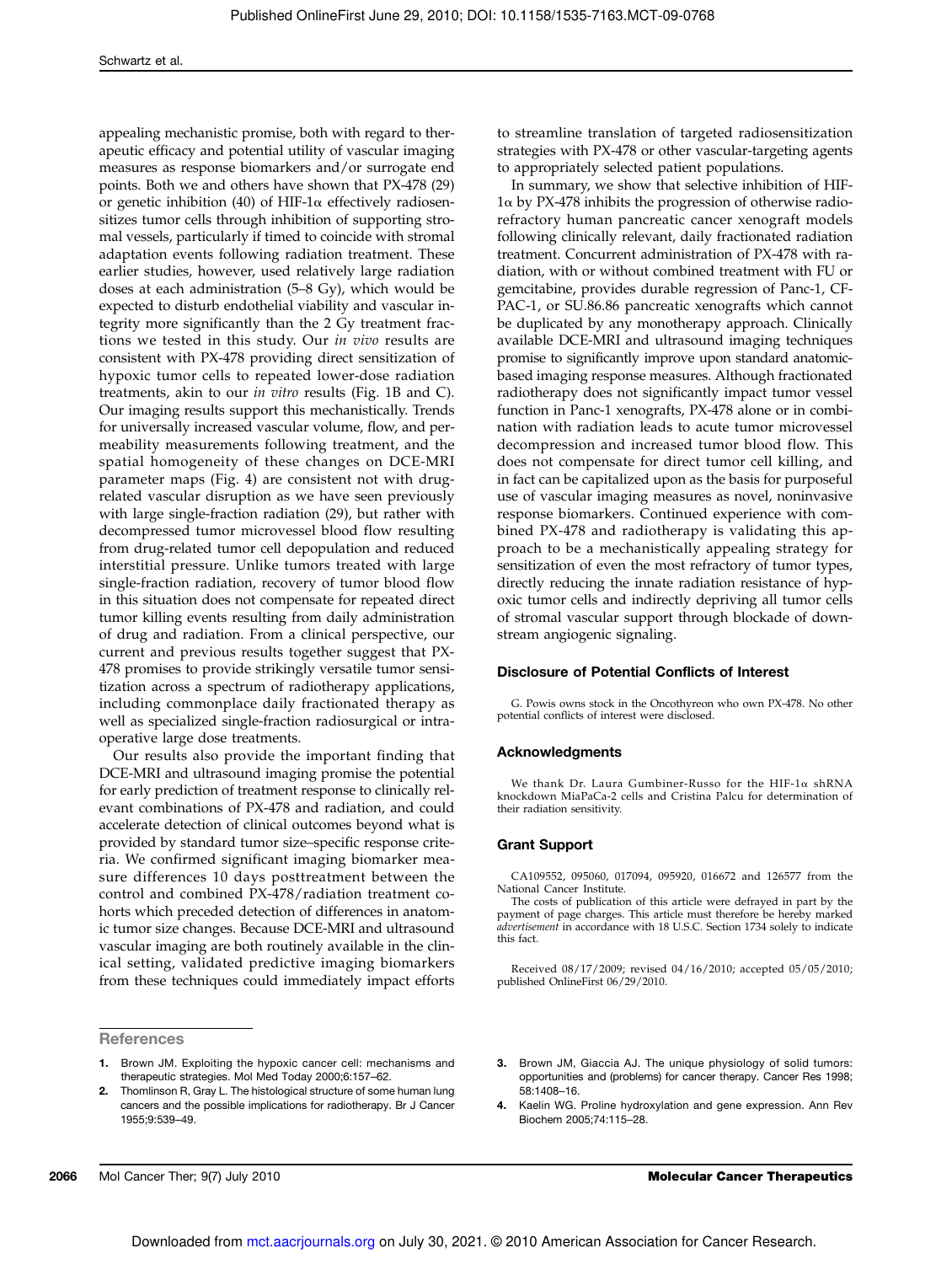appealing mechanistic promise, both with regard to therapeutic efficacy and potential utility of vascular imaging measures as response biomarkers and/or surrogate end points. Both we and others have shown that PX-478 (29) or genetic inhibition (40) of HIF-1α effectively radiosensitizes tumor cells through inhibition of supporting stromal vessels, particularly if timed to coincide with stromal adaptation events following radiation treatment. These earlier studies, however, used relatively large radiation doses at each administration (5–8 Gy), which would be expected to disturb endothelial viability and vascular integrity more significantly than the 2 Gy treatment fractions we tested in this study. Our *in vivo* results are consistent with PX-478 providing direct sensitization of hypoxic tumor cells to repeated lower-dose radiation treatments, akin to our *in vitro* results (Fig. 1B and C). Our imaging results support this mechanistically. Trends for universally increased vascular volume, flow, and permeability measurements following treatment, and the spatial homogeneity of these changes on DCE-MRI parameter maps (Fig. 4) are consistent not with drug-related vascular disruption as we have seen previously with large single-fraction radiation (29), but rather with decompressed tumor microvessel blood flow resulting from drug-related tumor cell depopulation and reduced interstitial pressure. Unlike tumors treated with large single-fraction radiation, recovery of tumor blood flow in this situation does not compensate for repeated direct tumor killing events resulting from daily administration of drug and radiation. From a clinical perspective, our current and previous results together suggest that PX-478 promises to provide strikingly versatile tumor sensitization across a spectrum of radiotherapy applications, including commonplace daily fractionated therapy as well as specialized single-fraction radiosurgical or intraoperative large dose treatments.

Our results also provide the important finding that DCE-MRI and ultrasound imaging promise the potential for early prediction of treatment response to clinically relevant combinations of PX-478 and radiation, and could accelerate detection of clinical outcomes beyond what is provided by standard tumor size–specific response criteria. We confirmed significant imaging biomarker measure differences 10 days posttreatment between the control and combined PX-478/radiation treatment cohorts which preceded detection of differences in anatomic tumor size changes. Because DCE-MRI and ultrasound vascular imaging are both routinely available in the clinical setting, validated predictive imaging biomarkers from these techniques could immediately impact efforts to streamline translation of targeted radiosensitization strategies with PX-478 or other vascular-targeting agents to appropriately selected patient populations.

In summary, we show that selective inhibition of HIF-1α by PX-478 inhibits the progression of otherwise radiorefractory human pancreatic cancer xenograft models following clinically relevant, daily fractionated radiation treatment. Concurrent administration of PX-478 with radiation, with or without combined treatment with FU or gemcitabine, provides durable regression of Panc-1, CF-PAC-1, or SU.86.86 pancreatic xenografts which cannot be duplicated by any monotherapy approach. Clinically available DCE-MRI and ultrasound imaging techniques promise to significantly improve upon standard anatomic-based imaging response measures. Although fractionated radiotherapy does not significantly impact tumor vessel function in Panc-1 xenografts, PX-478 alone or in combination with radiation leads to acute tumor microvessel decompression and increased tumor blood flow. This does not compensate for direct tumor cell killing, and in fact can be capitalized upon as the basis for purposeful use of vascular imaging measures as novel, noninvasive response biomarkers. Continued experience with combined PX-478 and radiotherapy is validating this approach to be a mechanistically appealing strategy for sensitization of even the most refractory of tumor types, directly reducing the innate radiation resistance of hypoxic tumor cells and indirectly depriving all tumor cells of stromal vascular support through blockade of downstream angiogenic signaling.

## Disclosure of Potential Conflicts of Interest

G. Powis owns stock in the Oncothyreon who own PX-478. No other potential conflicts of interest were disclosed.

## Acknowledgments

We thank Dr. Laura Gumbiner-Russo for the HIF-1α shRNA knockdown MiaPaCa-2 cells and Cristina Palcu for determination of their radiation sensitivity.

## Grant Support

CA109552, 095060, 017094, 095920, 016672 and 126577 from the National Cancer Institute.

The costs of publication of this article were defrayed in part by the payment of page charges. This article must therefore be hereby marked *advertisement* in accordance with 18 U.S.C. Section 1734 solely to indicate this fact.

Received 08/17/2009; revised 04/16/2010; accepted 05/05/2010; published OnlineFirst 06/29/2010.

## References

1. Brown JM. Exploiting the hypoxic cancer cell: mechanisms and therapeutic strategies. Mol Med Today 2000;6:157–62.
2. Thomlinson R, Gray L. The histological structure of some human lung cancers and the possible implications for radiotherapy. Br J Cancer 1955;9:539–49.
3. Brown JM, Giaccia AJ. The unique physiology of solid tumors: opportunities and (problems) for cancer therapy. Cancer Res 1998; 58:1408–16.
4. Kaelin WG. Proline hydroxylation and gene expression. Ann Rev Biochem 2005;74:115–28.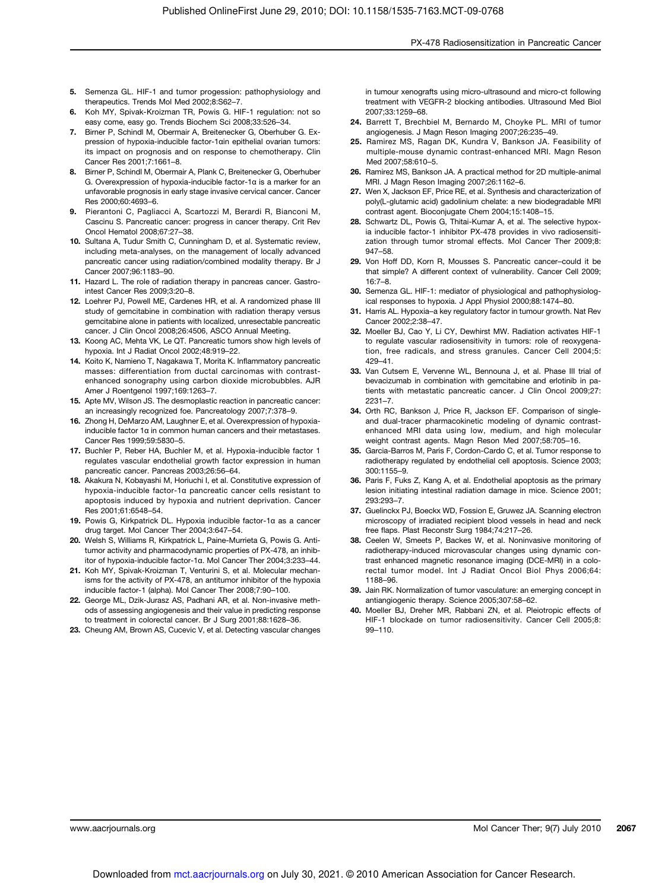5. Semenza GL. HIF-1 and tumor progession: pathophysiology and therapeutics. Trends Mol Med 2002;8:S62–7.
6. Koh MY, Spivak-Kroizman TR, Powis G. HIF-1 regulation: not so easy come, easy go. Trends Biochem Sci 2008;33:526–34.
7. Birner P, Schindl M, Obermair A, Breitenecker G, Oberhuber G. Expression of hypoxia-inducible factor-1αin epithelial ovarian tumors: its impact on prognosis and on response to chemotherapy. Clin Cancer Res 2001;7:1661–8.
8. Birner P, Schindl M, Obermair A, Plank C, Breitenecker G, Oberhuber G. Overexpression of hypoxia-inducible factor-1α is a marker for an unfavorable prognosis in early stage invasive cervical cancer. Cancer Res 2000;60:4693–6.
9. Pierantoni C, Pagliacci A, Scartozzi M, Berardi R, Bianconi M, Cascinu S. Pancreatic cancer: progress in cancer therapy. Crit Rev Oncol Hematol 2008;67:27–38.
10. Sultana A, Tudur Smith C, Cunningham D, et al. Systematic review, including meta-analyses, on the management of locally advanced pancreatic cancer using radiation/combined modality therapy. Br J Cancer 2007;96:1183–90.
11. Hazard L. The role of radiation therapy in pancreas cancer. Gastrointest Cancer Res 2009;3:20–8.
12. Loehrer PJ, Powell ME, Cardenes HR, et al. A randomized phase III study of gemcitabine in combination with radiation therapy versus gemcitabine alone in patients with localized, unresectable pancreatic cancer. J Clin Oncol 2008;26:4506, ASCO Annual Meeting.
13. Koong AC, Mehta VK, Le QT. Pancreatic tumors show high levels of hypoxia. Int J Radiat Oncol 2002;48:919–22.
14. Koito K, Namieno T, Nagakawa T, Morita K. Inflammatory pancreatic masses: differentiation from ductal carcinomas with contrast-enhanced sonography using carbon dioxide microbubbles. AJR Amer J Roentgenol 1997;169:1263–7.
15. Apte MV, Wilson JS. The desmoplastic reaction in pancreatic cancer: an increasingly recognized foe. Pancreatology 2007;7:378–9.
16. Zhong H, DeMarzo AM, Laughner E, et al. Overexpression of hypoxia-inducible factor 1α in common human cancers and their metastases. Cancer Res 1999;59:5830–5.
17. Buchler P, Reber HA, Buchler M, et al. Hypoxia-inducible factor 1 regulates vascular endothelial growth factor expression in human pancreatic cancer. Pancreas 2003;26:56–64.
18. Akakura N, Kobayashi M, Horiuchi I, et al. Constitutive expression of hypoxia-inducible factor-1α pancreatic cancer cells resistant to apoptosis induced by hypoxia and nutrient deprivation. Cancer Res 2001;61:6548–54.
19. Powis G, Kirkpatrick DL. Hypoxia inducible factor-1α as a cancer drug target. Mol Cancer Ther 2004;3:647–54.
20. Welsh S, Williams R, Kirkpatrick L, Paine-Murrieta G, Powis G. Antitumor activity and pharmacodynamic properties of PX-478, an inhibitor of hypoxia-inducible factor-1α. Mol Cancer Ther 2004;3:233–44.
21. Koh MY, Spivak-Kroizman T, Venturini S, et al. Molecular mechanisms for the activity of PX-478, an antitumor inhibitor of the hypoxia inducible factor-1 (alpha). Mol Cancer Ther 2008;7:90–100.
22. George ML, Dzik-Jurasz AS, Padhani AR, et al. Non-invasive methods of assessing angiogenesis and their value in predicting response to treatment in colorectal cancer. Br J Surg 2001;88:1628–36.
23. Cheung AM, Brown AS, Cucevic V, et al. Detecting vascular changes in tumour xenografts using micro-ultrasound and micro-ct following treatment with VEGFR-2 blocking antibodies. Ultrasound Med Biol 2007;33:1259–68.
24. Barrett T, Brechbiel M, Bernardo M, Choyke PL. MRI of tumor angiogenesis. J Magn Reson Imaging 2007;26:235–49.
25. Ramirez MS, Ragan DK, Kundra V, Bankson JA. Feasibility of multiple-mouse dynamic contrast-enhanced MRI. Magn Reson Med 2007;58:610–5.
26. Ramirez MS, Bankson JA. A practical method for 2D multiple-animal MRI. J Magn Reson Imaging 2007;26:1162–6.
27. Wen X, Jackson EF, Price RE, et al. Synthesis and characterization of poly(L-glutamic acid) gadolinium chelate: a new biodegradable MRI contrast agent. Bioconjugate Chem 2004;15:1408–15.
28. Schwartz DL, Powis G, Thitai-Kumar A, et al. The selective hypoxia inducible factor-1 inhibitor PX-478 provides in vivo radiosensitization through tumor stromal effects. Mol Cancer Ther 2009;8:947–58.
29. Von Hoff DD, Korn R, Mousses S. Pancreatic cancer–could it be that simple? A different context of vulnerability. Cancer Cell 2009;16:7–8.
30. Semenza GL. HIF-1: mediator of physiological and pathophysiological responses to hypoxia. J Appl Physiol 2000;88:1474–80.
31. Harris AL. Hypoxia–a key regulatory factor in tumour growth. Nat Rev Cancer 2002;2:38–47.
32. Moeller BJ, Cao Y, Li CY, Dewhirst MW. Radiation activates HIF-1 to regulate vascular radiosensitivity in tumors: role of reoxygenation, free radicals, and stress granules. Cancer Cell 2004;5:429–41.
33. Van Cutsem E, Vervenne WL, Bennouna J, et al. Phase III trial of bevacizumab in combination with gemcitabine and erlotinib in patients with metastatic pancreatic cancer. J Clin Oncol 2009;27:2231–7.
34. Orth RC, Bankson J, Price R, Jackson EF. Comparison of single- and dual-tracer pharmacokinetic modeling of dynamic contrast-enhanced MRI data using low, medium, and high molecular weight contrast agents. Magn Reson Med 2007;58:705–16.
35. Garcia-Barros M, Paris F, Cordon-Cardo C, et al. Tumor response to radiotherapy regulated by endothelial cell apoptosis. Science 2003;300:1155–9.
36. Paris F, Fuks Z, Kang A, et al. Endothelial apoptosis as the primary lesion initiating intestinal radiation damage in mice. Science 2001;293:293–7.
37. Guelinckx PJ, Boeckx WD, Fossion E, Gruwez JA. Scanning electron microscopy of irradiated recipient blood vessels in head and neck free flaps. Plast Reconstr Surg 1984;74:217–26.
38. Ceelen W, Smeets P, Backes W, et al. Noninvasive monitoring of radiotherapy-induced microvascular changes using dynamic contrast enhanced magnetic resonance imaging (DCE-MRI) in a colorectal tumor model. Int J Radiat Oncol Biol Phys 2006;64:1188–96.
39. Jain RK. Normalization of tumor vasculature: an emerging concept in antiangiogenic therapy. Science 2005;307:58–62.
40. Moeller BJ, Dreher MR, Rabbani ZN, et al. Pleiotropic effects of HIF-1 blockade on tumor radiosensitivity. Cancer Cell 2005;8:99–110.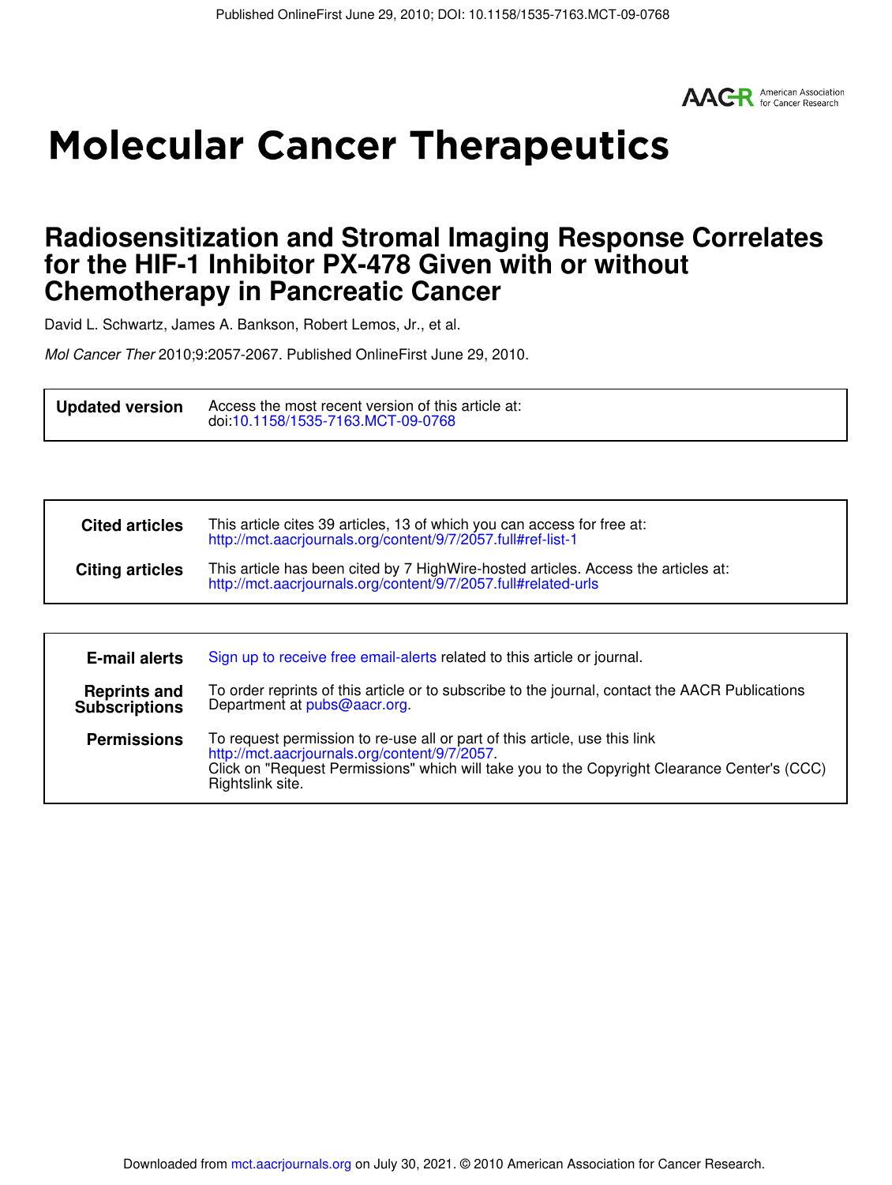# Molecular Cancer Therapeutics

# Radiosensitization and Stromal Imaging Response Correlates for the HIF-1 Inhibitor PX-478 Given with or without Chemotherapy in Pancreatic Cancer

David L. Schwartz, James A. Bankson, Robert Lemos, Jr., et al.

*Mol Cancer Ther* 2010;9:2057-2067. Published OnlineFirst June 29, 2010.

| | |
|---|---|
| **Updated version** | Access the most recent version of this article at: doi:10.1158/1535-7163.MCT-09-0768 |

| | |
|---|---|
| **Cited articles** | This article cites 39 articles, 13 of which you can access for free at: http://mct.aacrjournals.org/content/9/7/2057.full#ref-list-1 |
| **Citing articles** | This article has been cited by 7 HighWire-hosted articles. Access the articles at: http://mct.aacrjournals.org/content/9/7/2057.full#related-urls |

| | |
|---|---|
| **E-mail alerts** | Sign up to receive free email-alerts related to this article or journal. |
| **Reprints and Subscriptions** | To order reprints of this article or to subscribe to the journal, contact the AACR Publications Department at pubs@aacr.org. |
| **Permissions** | To request permission to re-use all or part of this article, use this link http://mct.aacrjournals.org/content/9/7/2057. Click on "Request Permissions" which will take you to the Copyright Clearance Center's (CCC) Rightslink site. |